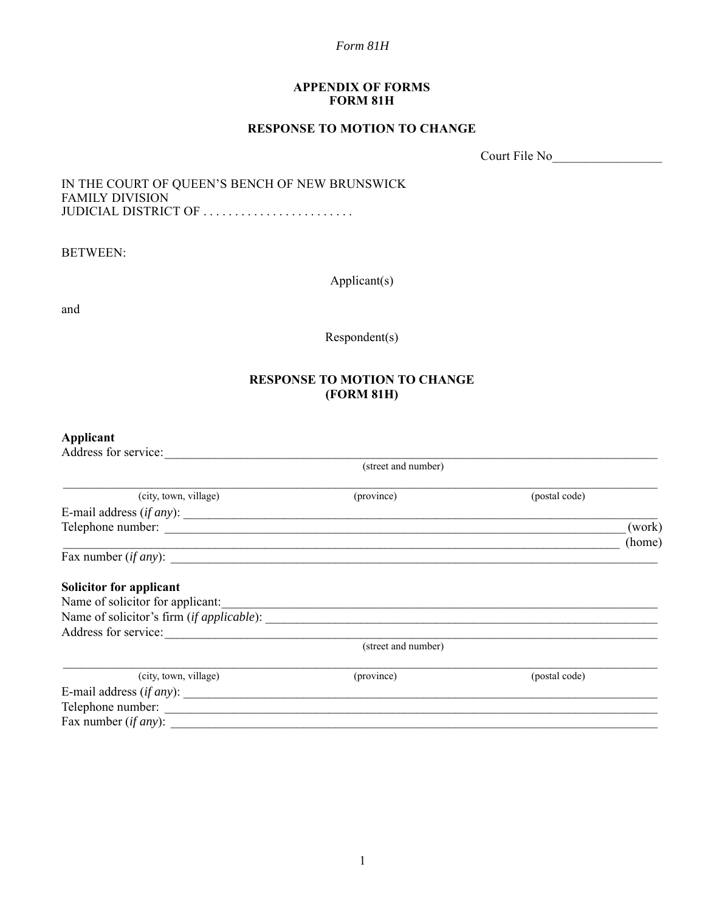APPENDIX OF FORMS
FORM 81H

**RESPONSE TO MOTION TO CHANGE**

Court File No_________________

IN THE COURT OF QUEEN'S BENCH OF NEW BRUNSWICK
FAMILY DIVISION
JUDICIAL DISTRICT OF . . . . . . . . . . . . . . . . . . . . . . . .

BETWEEN:

Applicant(s)

and

Respondent(s)

**RESPONSE TO MOTION TO CHANGE**
**(FORM 81H)**

**Applicant**

Address for service:_______________________________________________________________
(street and number)

___________________________________________________________________________
(city, town, village) (province) (postal code)

E-mail address (*if any*): ___________________________________________________________

Telephone number: ________________________________________________________ (work)

_______________________________________________________________________ (home)

Fax number (*if any*): _____________________________________________________________

**Solicitor for applicant**

Name of solicitor for applicant:_______________________________________________________

Name of solicitor's firm (*if applicable*): _______________________________________________

Address for service:_______________________________________________________________
(street and number)

___________________________________________________________________________
(city, town, village) (province) (postal code)

E-mail address (*if any*): ___________________________________________________________

Telephone number: ________________________________________________________________

Fax number (*if any*): _____________________________________________________________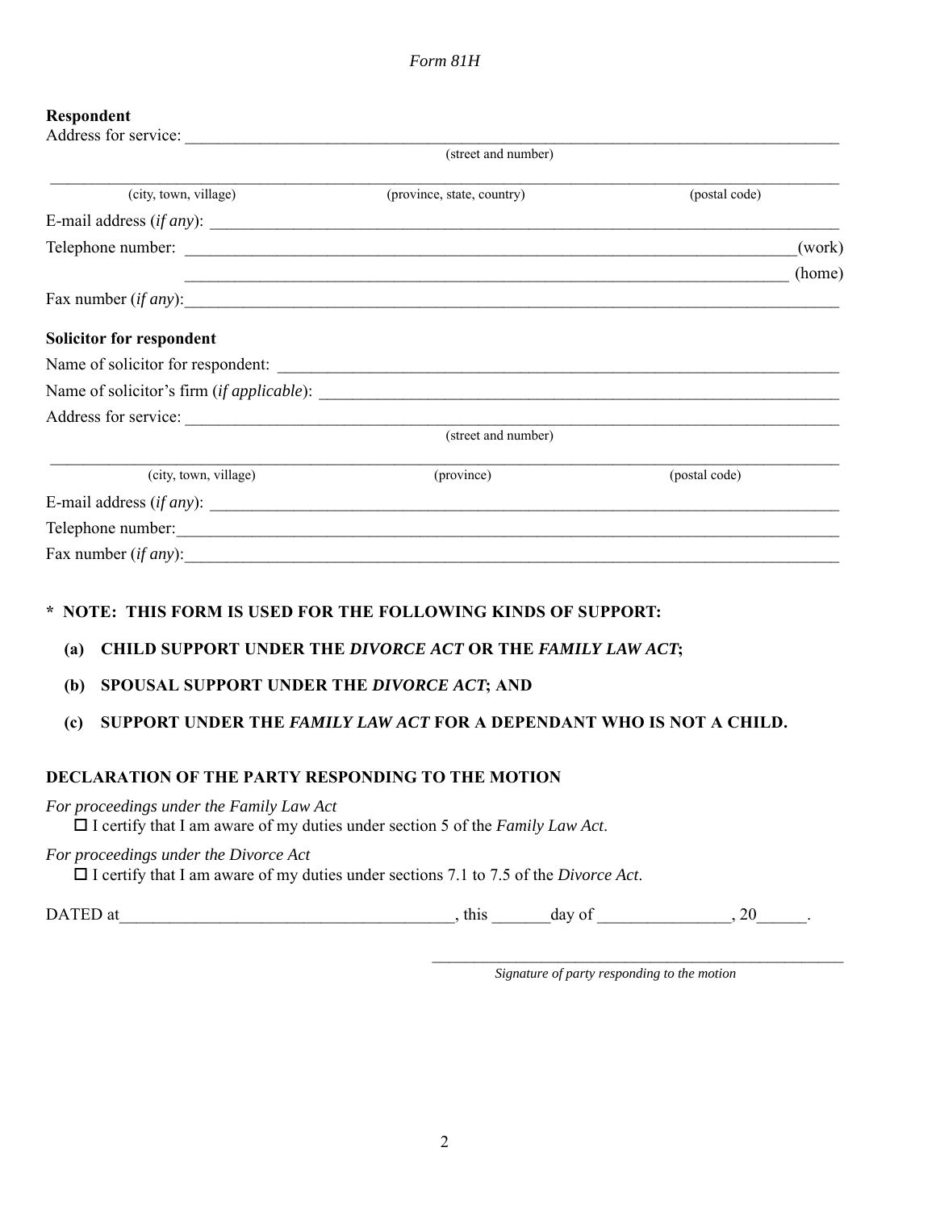*Form 81H*

**Respondent**

Address for service: \_\_\_\_\_\_\_\_\_\_\_\_\_\_\_\_\_\_\_\_\_\_\_\_\_\_\_\_\_\_\_\_\_\_\_\_\_\_\_\_\_\_\_\_\_\_\_\_\_\_\_\_\_\_\_\_\_\_\_\_\_\_\_\_
(street and number)

\_\_\_\_\_\_\_\_\_\_\_\_\_\_\_\_\_\_\_\_\_\_\_\_\_\_\_\_\_\_\_\_\_\_\_\_\_\_\_\_\_\_\_\_\_\_\_\_\_\_\_\_\_\_\_\_\_\_\_\_\_\_\_\_\_\_\_\_\_\_\_\_\_\_\_\_\_\_\_\_\_\_\_\_
(city, town, village) (province, state, country) (postal code)

E-mail address (*if any*): \_\_\_\_\_\_\_\_\_\_\_\_\_\_\_\_\_\_\_\_\_\_\_\_\_\_\_\_\_\_\_\_\_\_\_\_\_\_\_\_\_\_\_\_\_\_\_\_\_\_\_\_\_\_\_\_\_\_\_\_\_\_

Telephone number: \_\_\_\_\_\_\_\_\_\_\_\_\_\_\_\_\_\_\_\_\_\_\_\_\_\_\_\_\_\_\_\_\_\_\_\_\_\_\_\_\_\_\_\_\_\_\_\_\_\_\_\_\_\_\_\_\_\_\_\_\_\_\_(work)

\_\_\_\_\_\_\_\_\_\_\_\_\_\_\_\_\_\_\_\_\_\_\_\_\_\_\_\_\_\_\_\_\_\_\_\_\_\_\_\_\_\_\_\_\_\_\_\_\_\_\_\_\_\_\_\_\_\_\_\_\_\_\_ (home)

Fax number (*if any*):\_\_\_\_\_\_\_\_\_\_\_\_\_\_\_\_\_\_\_\_\_\_\_\_\_\_\_\_\_\_\_\_\_\_\_\_\_\_\_\_\_\_\_\_\_\_\_\_\_\_\_\_\_\_\_\_\_\_\_\_\_\_\_\_

**Solicitor for respondent**

Name of solicitor for respondent: \_\_\_\_\_\_\_\_\_\_\_\_\_\_\_\_\_\_\_\_\_\_\_\_\_\_\_\_\_\_\_\_\_\_\_\_\_\_\_\_\_\_\_\_\_\_\_\_\_\_\_\_\_\_\_\_

Name of solicitor's firm (*if applicable*): \_\_\_\_\_\_\_\_\_\_\_\_\_\_\_\_\_\_\_\_\_\_\_\_\_\_\_\_\_\_\_\_\_\_\_\_\_\_\_\_\_\_\_\_\_\_\_\_\_\_\_\_

Address for service: \_\_\_\_\_\_\_\_\_\_\_\_\_\_\_\_\_\_\_\_\_\_\_\_\_\_\_\_\_\_\_\_\_\_\_\_\_\_\_\_\_\_\_\_\_\_\_\_\_\_\_\_\_\_\_\_\_\_\_\_\_\_\_\_
(street and number)

\_\_\_\_\_\_\_\_\_\_\_\_\_\_\_\_\_\_\_\_\_\_\_\_\_\_\_\_\_\_\_\_\_\_\_\_\_\_\_\_\_\_\_\_\_\_\_\_\_\_\_\_\_\_\_\_\_\_\_\_\_\_\_\_\_\_\_\_\_\_\_\_\_\_\_\_\_\_\_\_\_\_\_\_
(city, town, village) (province) (postal code)

E-mail address (*if any*): \_\_\_\_\_\_\_\_\_\_\_\_\_\_\_\_\_\_\_\_\_\_\_\_\_\_\_\_\_\_\_\_\_\_\_\_\_\_\_\_\_\_\_\_\_\_\_\_\_\_\_\_\_\_\_\_\_\_\_\_\_\_

Telephone number:\_\_\_\_\_\_\_\_\_\_\_\_\_\_\_\_\_\_\_\_\_\_\_\_\_\_\_\_\_\_\_\_\_\_\_\_\_\_\_\_\_\_\_\_\_\_\_\_\_\_\_\_\_\_\_\_\_\_\_\_\_\_\_\_\_\_\_

Fax number (*if any*):\_\_\_\_\_\_\_\_\_\_\_\_\_\_\_\_\_\_\_\_\_\_\_\_\_\_\_\_\_\_\_\_\_\_\_\_\_\_\_\_\_\_\_\_\_\_\_\_\_\_\_\_\_\_\_\_\_\_\_\_\_\_\_\_

**\* NOTE: THIS FORM IS USED FOR THE FOLLOWING KINDS OF SUPPORT:**

**(a) CHILD SUPPORT UNDER THE *DIVORCE ACT* OR THE *FAMILY LAW ACT*;**

**(b) SPOUSAL SUPPORT UNDER THE *DIVORCE ACT*; AND**

**(c) SUPPORT UNDER THE *FAMILY LAW ACT* FOR A DEPENDANT WHO IS NOT A CHILD.**

**DECLARATION OF THE PARTY RESPONDING TO THE MOTION**

*For proceedings under the Family Law Act*

☐ I certify that I am aware of my duties under section 5 of the *Family Law Act*.

*For proceedings under the Divorce Act*

☐ I certify that I am aware of my duties under sections 7.1 to 7.5 of the *Divorce Act*.

DATED at\_\_\_\_\_\_\_\_\_\_\_\_\_\_\_\_\_\_\_\_\_\_\_\_\_\_\_\_\_\_\_\_\_\_\_\_\_\_\_\_, this \_\_\_\_\_\_\_day of \_\_\_\_\_\_\_\_\_\_\_\_\_\_\_\_, 20\_\_\_\_\_\_.

\_\_\_\_\_\_\_\_\_\_\_\_\_\_\_\_\_\_\_\_\_\_\_\_\_\_\_\_\_\_\_\_\_\_\_\_\_\_\_\_\_\_\_\_\_\_\_\_
*Signature of party responding to the motion*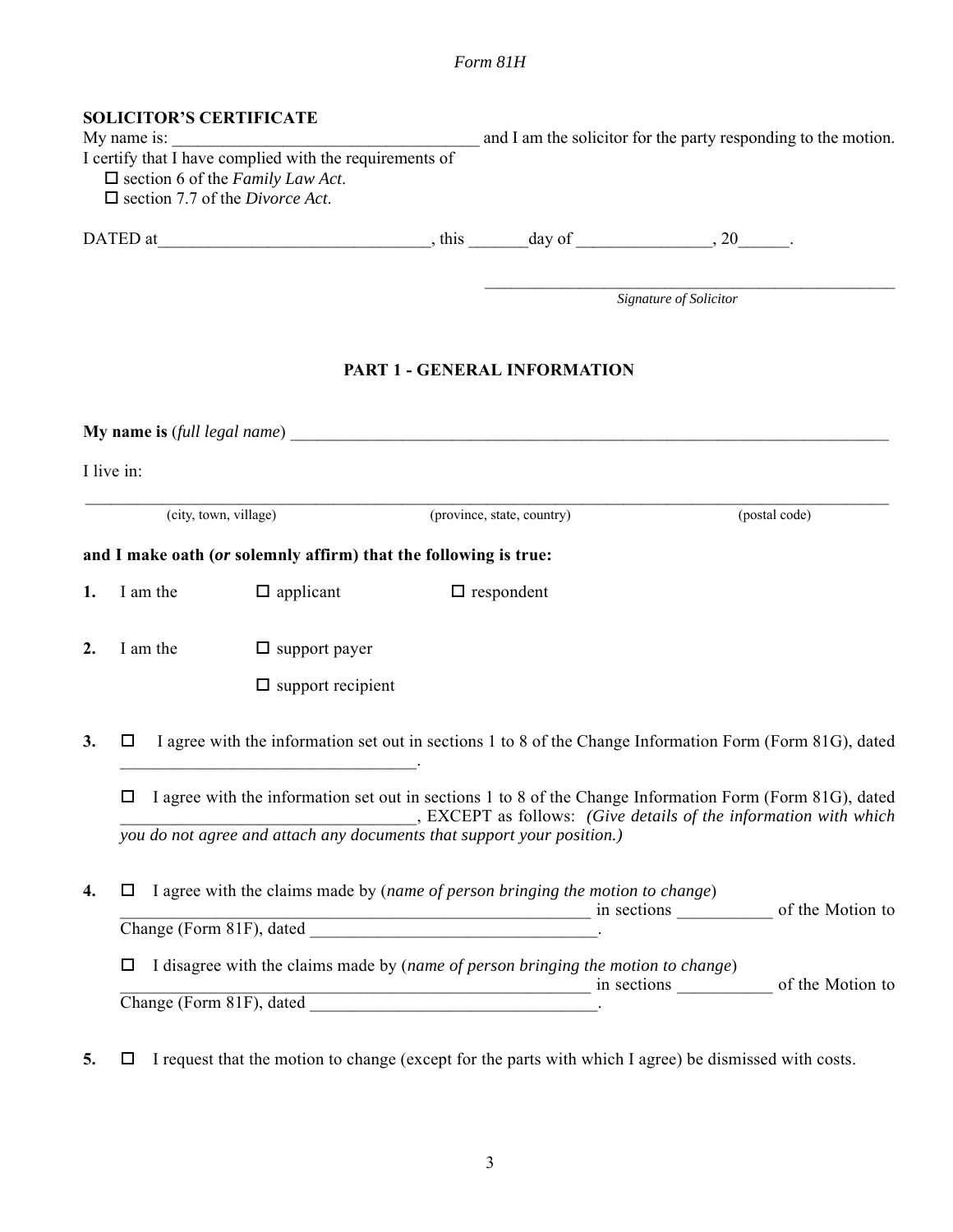*Form 81H*

**SOLICITOR'S CERTIFICATE**

My name is: ___________________________________ and I am the solicitor for the party responding to the motion.

I certify that I have complied with the requirements of

☐ section 6 of the *Family Law Act*.

☐ section 7.7 of the *Divorce Act*.

DATED at_______________________________, this _______day of _______________, 20______.

_______________________________________________
*Signature of Solicitor*

## PART 1 - GENERAL INFORMATION

**My name is** (*full legal name*) ___________________________________________________________________________

I live in:

_______________________________________________________________________________________________
(city, town, village) (province, state, country) (postal code)

**and I make oath (*or* solemnly affirm) that the following is true:**

**1.** I am the ☐ applicant ☐ respondent

**2.** I am the ☐ support payer

☐ support recipient

**3.** ☐ I agree with the information set out in sections 1 to 8 of the Change Information Form (Form 81G), dated _________________________________.

☐ I agree with the information set out in sections 1 to 8 of the Change Information Form (Form 81G), dated _________________________________, EXCEPT as follows: *(Give details of the information with which you do not agree and attach any documents that support your position.)*

**4.** ☐ I agree with the claims made by (*name of person bringing the motion to change*) ______________________________________________________ in sections ___________ of the Motion to Change (Form 81F), dated _________________________________.

☐ I disagree with the claims made by (*name of person bringing the motion to change*) ______________________________________________________ in sections ___________ of the Motion to Change (Form 81F), dated _________________________________.

**5.** ☐ I request that the motion to change (except for the parts with which I agree) be dismissed with costs.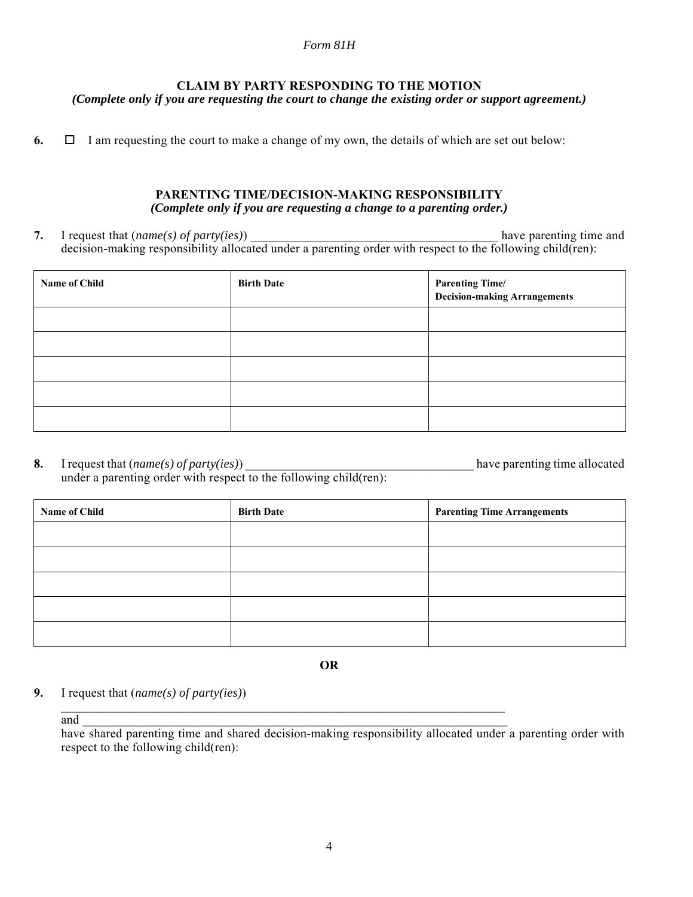*Form 81H*

**CLAIM BY PARTY RESPONDING TO THE MOTION**
***(Complete only if you are requesting the court to change the existing order or support agreement.)***

**6.** ☐ I am requesting the court to make a change of my own, the details of which are set out below:

**PARENTING TIME/DECISION-MAKING RESPONSIBILITY**
***(Complete only if you are requesting a change to a parenting order.)***

**7.** I request that (*name(s) of party(ies)*) ________________________________________ have parenting time and decision-making responsibility allocated under a parenting order with respect to the following child(ren):

| Name of Child | Birth Date | Parenting Time/ Decision-making Arrangements |
|---|---|---|
| | | |
| | | |
| | | |
| | | |
| | | |

**8.** I request that (*name(s) of party(ies)*) ____________________________________ have parenting time allocated under a parenting order with respect to the following child(ren):

| Name of Child | Birth Date | Parenting Time Arrangements |
|---|---|---|
| | | |
| | | |
| | | |
| | | |
| | | |

**OR**

**9.** I request that (*name(s) of party(ies)*)
__________________________________________________________________________
and ______________________________________________________________________
have shared parenting time and shared decision-making responsibility allocated under a parenting order with respect to the following child(ren):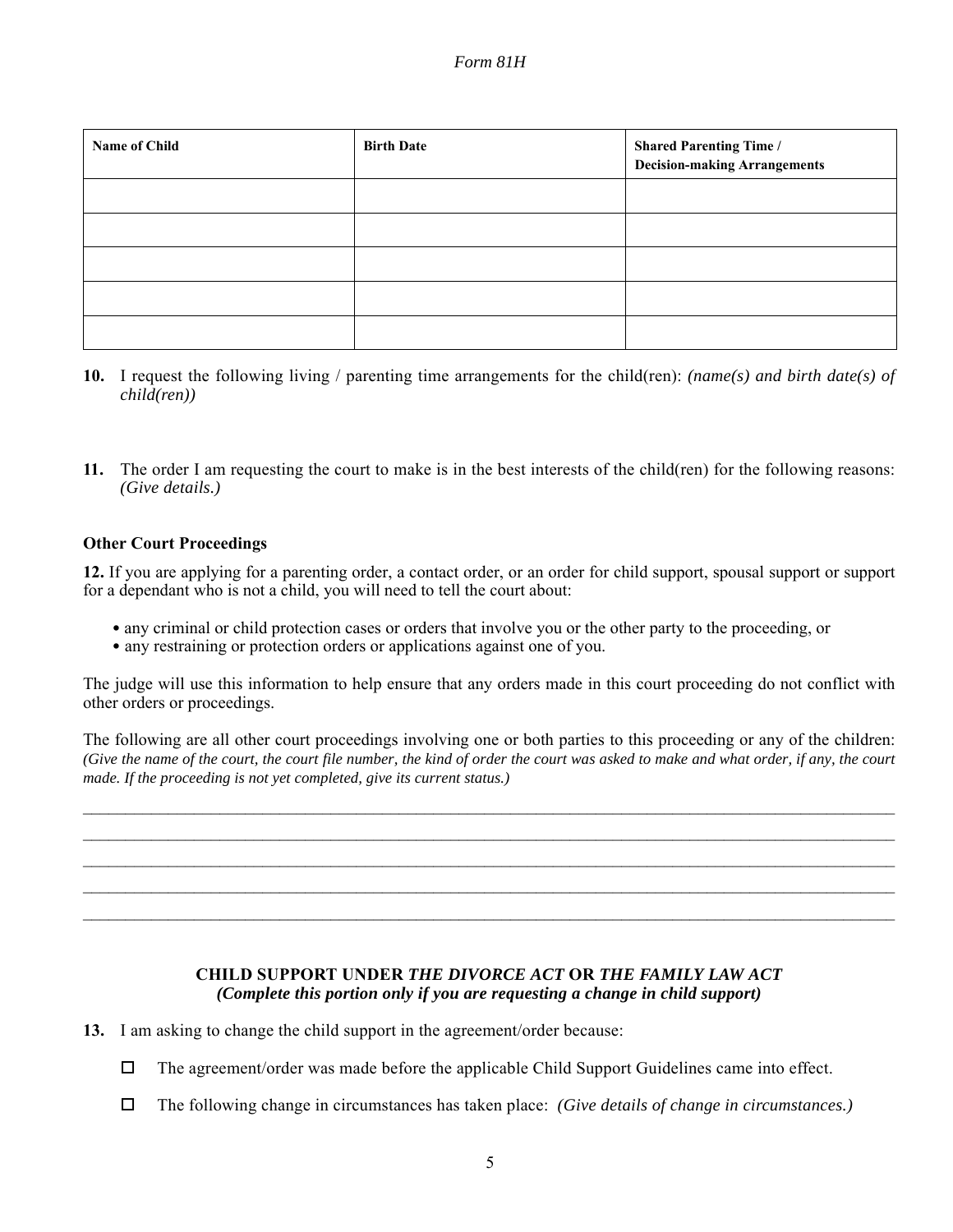| Name of Child | Birth Date | Shared Parenting Time / Decision-making Arrangements |
|---|---|---|
| | | |
| | | |
| | | |
| | | |
| | | |

**10.** I request the following living / parenting time arrangements for the child(ren): *(name(s) and birth date(s) of child(ren))*

**11.** The order I am requesting the court to make is in the best interests of the child(ren) for the following reasons: *(Give details.)*

### Other Court Proceedings

**12.** If you are applying for a parenting order, a contact order, or an order for child support, spousal support or support for a dependant who is not a child, you will need to tell the court about:

- any criminal or child protection cases or orders that involve you or the other party to the proceeding, or
- any restraining or protection orders or applications against one of you.

The judge will use this information to help ensure that any orders made in this court proceeding do not conflict with other orders or proceedings.

The following are all other court proceedings involving one or both parties to this proceeding or any of the children: *(Give the name of the court, the court file number, the kind of order the court was asked to make and what order, if any, the court made. If the proceeding is not yet completed, give its current status.)*

______________________________________________________________________________

______________________________________________________________________________

______________________________________________________________________________

______________________________________________________________________________

______________________________________________________________________________

### CHILD SUPPORT UNDER *THE DIVORCE ACT* OR *THE FAMILY LAW ACT*
***(Complete this portion only if you are requesting a change in child support)***

**13.** I am asking to change the child support in the agreement/order because:

☐ The agreement/order was made before the applicable Child Support Guidelines came into effect.

☐ The following change in circumstances has taken place: *(Give details of change in circumstances.)*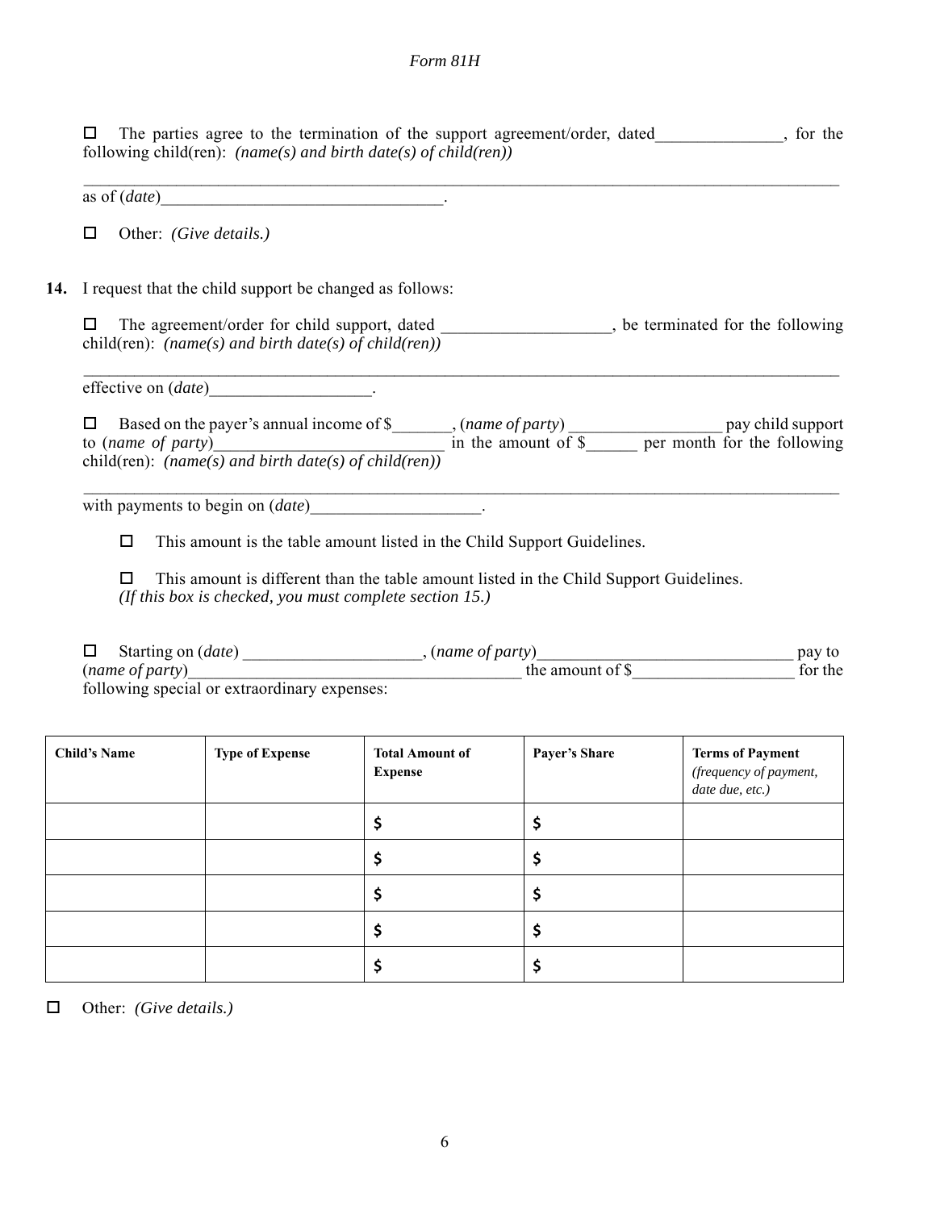☐ The parties agree to the termination of the support agreement/order, dated_______________, for the following child(ren): *(name(s) and birth date(s) of child(ren))*

_____________________________________________________________________________________

as of (*date*)_________________________________.

☐ Other: *(Give details.)*

**14.** I request that the child support be changed as follows:

☐ The agreement/order for child support, dated ___________________, be terminated for the following child(ren): *(name(s) and birth date(s) of child(ren))*

_____________________________________________________________________________________

effective on (*date*)__________________.

☐ Based on the payer's annual income of $_______, (*name of party*) _________________ pay child support to (*name of party*)___________________________ in the amount of $______ per month for the following child(ren): *(name(s) and birth date(s) of child(ren))*

_____________________________________________________________________________________

with payments to begin on (*date*)___________________.

☐ This amount is the table amount listed in the Child Support Guidelines.

☐ This amount is different than the table amount listed in the Child Support Guidelines.
*(If this box is checked, you must complete section 15.)*

☐ Starting on (*date*) _____________________, (*name of party*)______________________________ pay to (*name of party*)_______________________________________ the amount of $___________________ for the following special or extraordinary expenses:

| **Child's Name** | **Type of Expense** | **Total Amount of Expense** | **Payer's Share** | **Terms of Payment** *(frequency of payment, date due, etc.)* |
|---|---|---|---|---|
| | | $ | $ | |
| | | $ | $ | |
| | | $ | $ | |
| | | $ | $ | |
| | | $ | $ | |

☐ Other: *(Give details.)*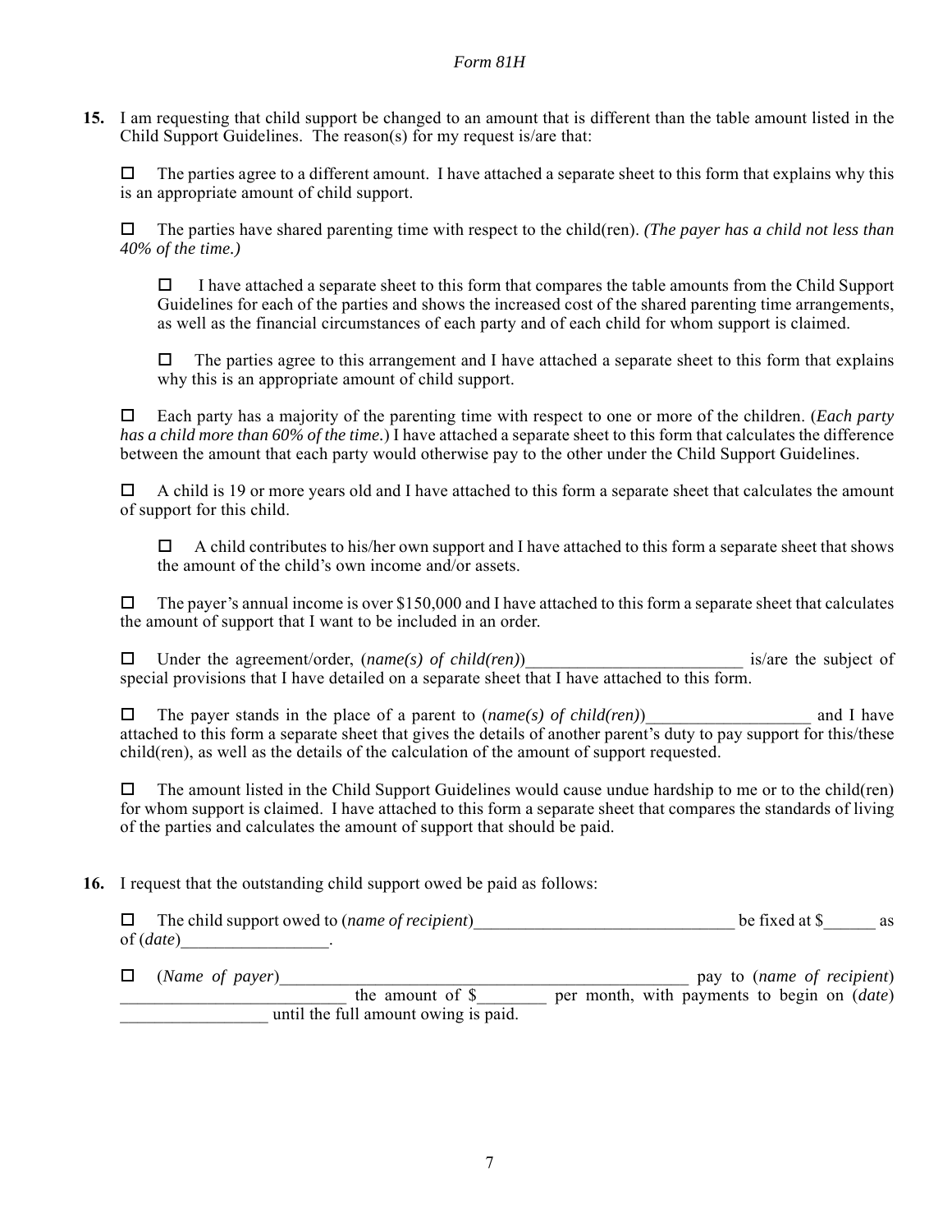**15.** I am requesting that child support be changed to an amount that is different than the table amount listed in the Child Support Guidelines. The reason(s) for my request is/are that:

☐ The parties agree to a different amount. I have attached a separate sheet to this form that explains why this is an appropriate amount of child support.

☐ The parties have shared parenting time with respect to the child(ren). *(The payer has a child not less than 40% of the time.)*

> ☐ I have attached a separate sheet to this form that compares the table amounts from the Child Support Guidelines for each of the parties and shows the increased cost of the shared parenting time arrangements, as well as the financial circumstances of each party and of each child for whom support is claimed.
>
> ☐ The parties agree to this arrangement and I have attached a separate sheet to this form that explains why this is an appropriate amount of child support.

☐ Each party has a majority of the parenting time with respect to one or more of the children. (*Each party has a child more than 60% of the time.*) I have attached a separate sheet to this form that calculates the difference between the amount that each party would otherwise pay to the other under the Child Support Guidelines.

☐ A child is 19 or more years old and I have attached to this form a separate sheet that calculates the amount of support for this child.

> ☐ A child contributes to his/her own support and I have attached to this form a separate sheet that shows the amount of the child's own income and/or assets.

☐ The payer's annual income is over $150,000 and I have attached to this form a separate sheet that calculates the amount of support that I want to be included in an order.

☐ Under the agreement/order, (*name(s) of child(ren)*)_________________________ is/are the subject of special provisions that I have detailed on a separate sheet that I have attached to this form.

☐ The payer stands in the place of a parent to (*name(s) of child(ren)*)___________________ and I have attached to this form a separate sheet that gives the details of another parent's duty to pay support for this/these child(ren), as well as the details of the calculation of the amount of support requested.

☐ The amount listed in the Child Support Guidelines would cause undue hardship to me or to the child(ren) for whom support is claimed. I have attached to this form a separate sheet that compares the standards of living of the parties and calculates the amount of support that should be paid.

**16.** I request that the outstanding child support owed be paid as follows:

☐ The child support owed to (*name of recipient*)______________________________ be fixed at $______ as of (*date*)_________________.

☐ (*Name of payer*)_______________________________________________ pay to (*name of recipient*) __________________________ the amount of $________ per month, with payments to begin on (*date*) _________________ until the full amount owing is paid.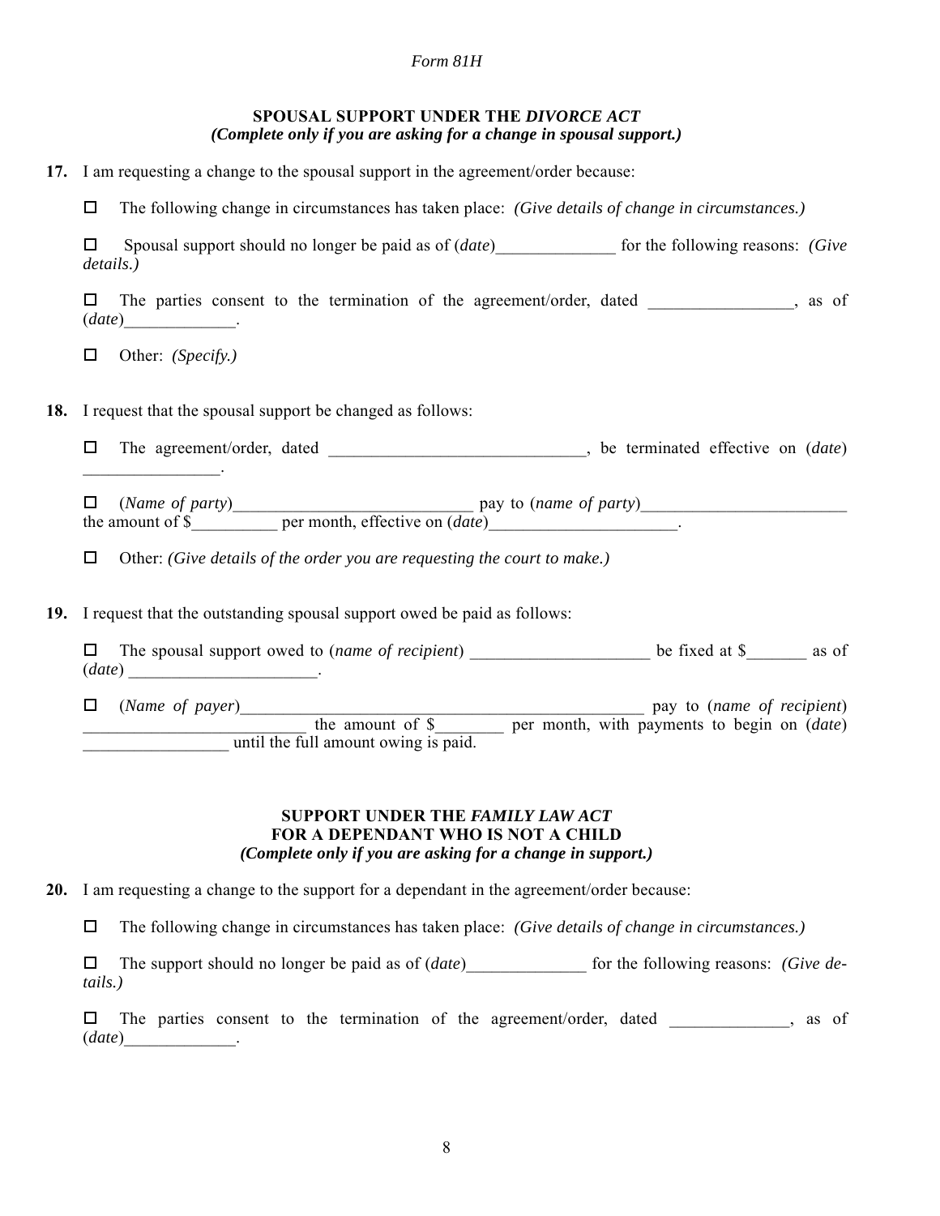*Form 81H*

**SPOUSAL SUPPORT UNDER THE *DIVORCE ACT***
***(Complete only if you are asking for a change in spousal support.)***

**17.** I am requesting a change to the spousal support in the agreement/order because:

☐ The following change in circumstances has taken place: *(Give details of change in circumstances.)*

☐ Spousal support should no longer be paid as of (*date*)______________ for the following reasons: *(Give details.)*

☐ The parties consent to the termination of the agreement/order, dated _________________, as of (*date*)_____________.

☐ Other: *(Specify.)*

**18.** I request that the spousal support be changed as follows:

☐ The agreement/order, dated ______________________________, be terminated effective on (*date*) ________________.

☐ (*Name of party*)____________________________ pay to (*name of party*)________________________ the amount of $__________ per month, effective on (*date*)______________________.

☐ Other: *(Give details of the order you are requesting the court to make.)*

**19.** I request that the outstanding spousal support owed be paid as follows:

☐ The spousal support owed to (*name of recipient*) _____________________ be fixed at $_______ as of (*date*) ______________________.

☐ (*Name of payer*)_________________________________________________ pay to (*name of recipient*) __________________________ the amount of $________ per month, with payments to begin on (*date*) _________________ until the full amount owing is paid.

**SUPPORT UNDER THE *FAMILY LAW ACT***
**FOR A DEPENDANT WHO IS NOT A CHILD**
***(Complete only if you are asking for a change in support.)***

**20.** I am requesting a change to the support for a dependant in the agreement/order because:

☐ The following change in circumstances has taken place: *(Give details of change in circumstances.)*

☐ The support should no longer be paid as of (*date*)______________ for the following reasons: *(Give details.)*

☐ The parties consent to the termination of the agreement/order, dated ______________, as of (*date*)_____________.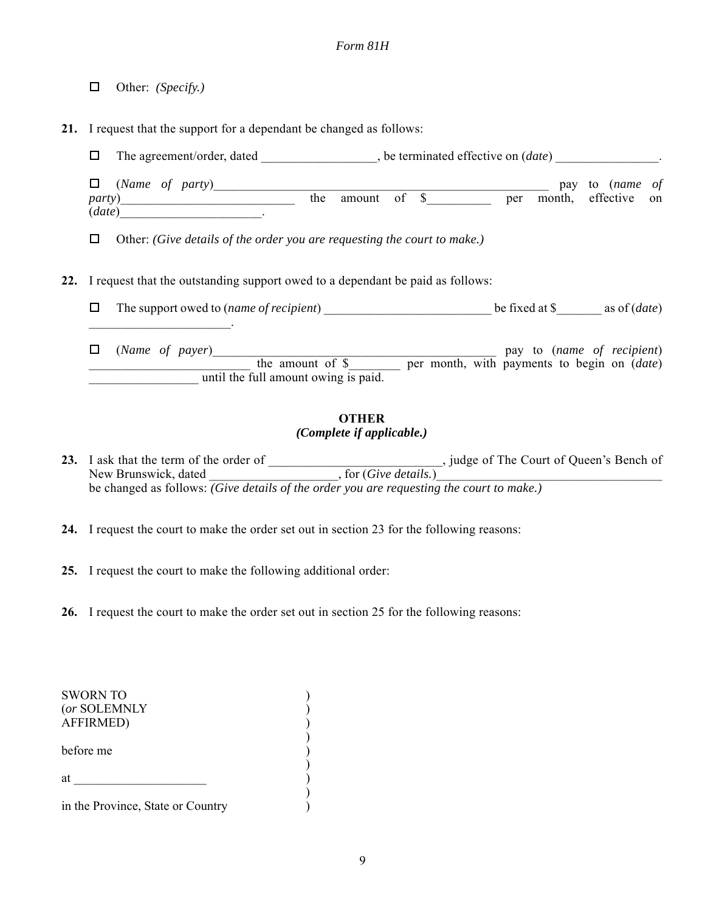☐ Other: *(Specify.)*

**21.** I request that the support for a dependant be changed as follows:

☐ The agreement/order, dated __________________, be terminated effective on (*date*) ________________.

☐ (*Name of party*)________________________________________________________ pay to (*name of party*)____________________________ the amount of $__________ per month, effective on (*date*)______________________.

☐ Other: *(Give details of the order you are requesting the court to make.)*

**22.** I request that the outstanding support owed to a dependant be paid as follows:

☐ The support owed to (*name of recipient*) ___________________________ be fixed at $_______ as of (*date*) _______________________.

☐ (*Name of payer*)_______________________________________________ pay to (*name of recipient*) __________________________ the amount of $________ per month, with payments to begin on (*date*) _________________ until the full amount owing is paid.

**OTHER**
***(Complete if applicable.)***

**23.** I ask that the term of the order of ____________________________, judge of The Court of Queen's Bench of New Brunswick, dated ____________________, for (*Give details.*)___________________________________ be changed as follows: *(Give details of the order you are requesting the court to make.)*

**24.** I request the court to make the order set out in section 23 for the following reasons:

**25.** I request the court to make the following additional order:

**26.** I request the court to make the order set out in section 25 for the following reasons:

SWORN TO )
(*or* SOLEMNLY )
AFFIRMED) )
)
before me )
)
at _____________________ )
)
in the Province, State or Country )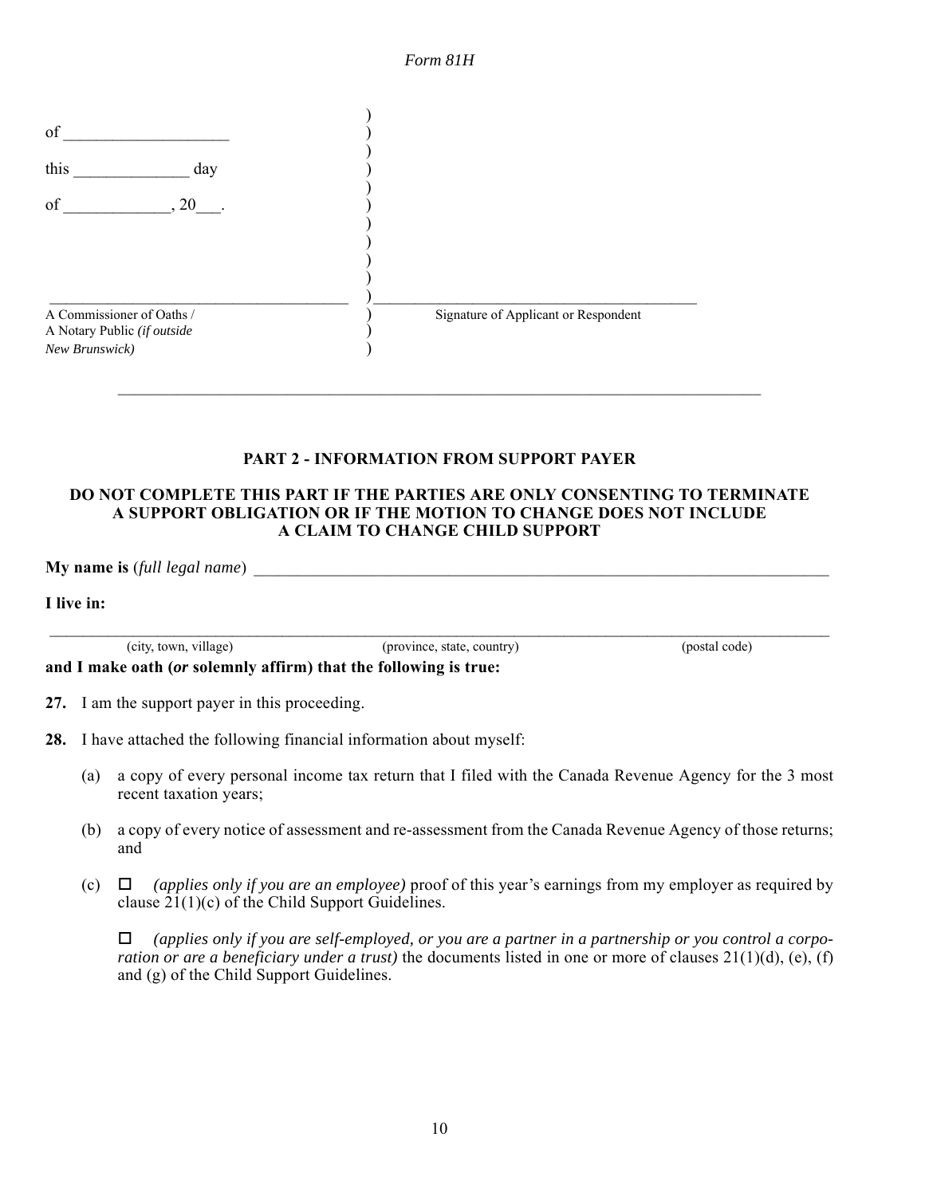of ____________________

this ______________ day

of _____________, 20___.

_______________________________________ 
A Commissioner of Oaths / 
A Notary Public *(if outside New Brunswick)*

_______________________________________ 
Signature of Applicant or Respondent

---

## PART 2 - INFORMATION FROM SUPPORT PAYER

### DO NOT COMPLETE THIS PART IF THE PARTIES ARE ONLY CONSENTING TO TERMINATE A SUPPORT OBLIGATION OR IF THE MOTION TO CHANGE DOES NOT INCLUDE A CLAIM TO CHANGE CHILD SUPPORT

**My name is** (*full legal name*) ________________________________________________________________

**I live in:**

_____________________________________________________________________________________
(city, town, village) (province, state, country) (postal code)

**and I make oath (*or* solemnly affirm) that the following is true:**

**27.** I am the support payer in this proceeding.

**28.** I have attached the following financial information about myself:

(a) a copy of every personal income tax return that I filed with the Canada Revenue Agency for the 3 most recent taxation years;

(b) a copy of every notice of assessment and re-assessment from the Canada Revenue Agency of those returns; and

(c) ☐ *(applies only if you are an employee)* proof of this year's earnings from my employer as required by clause 21(1)(c) of the Child Support Guidelines.

☐ *(applies only if you are self-employed, or you are a partner in a partnership or you control a corporation or are a beneficiary under a trust)* the documents listed in one or more of clauses 21(1)(d), (e), (f) and (g) of the Child Support Guidelines.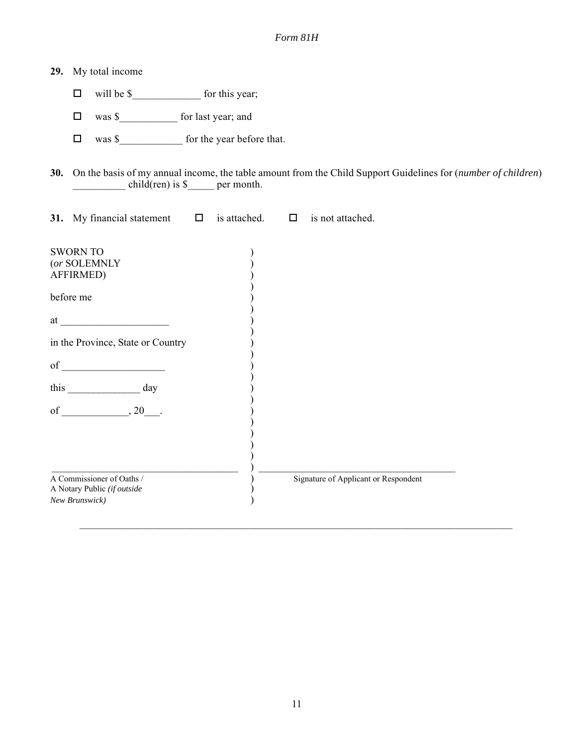**29.** My total income

- ☐ will be $_____________ for this year;
- ☐ was $___________ for last year; and
- ☐ was $____________ for the year before that.

**30.** On the basis of my annual income, the table amount from the Child Support Guidelines for (*number of children*) __________ child(ren) is $_____ per month.

**31.** My financial statement ☐ is attached. ☐ is not attached.

SWORN TO
(*or* SOLEMNLY
AFFIRMED)

before me

at ____________________

in the Province, State or Country

of ___________________

this ______________ day

of _____________, 20___.

________________________________________
A Commissioner of Oaths /
A Notary Public *(if outside New Brunswick)*

________________________________________
Signature of Applicant or Respondent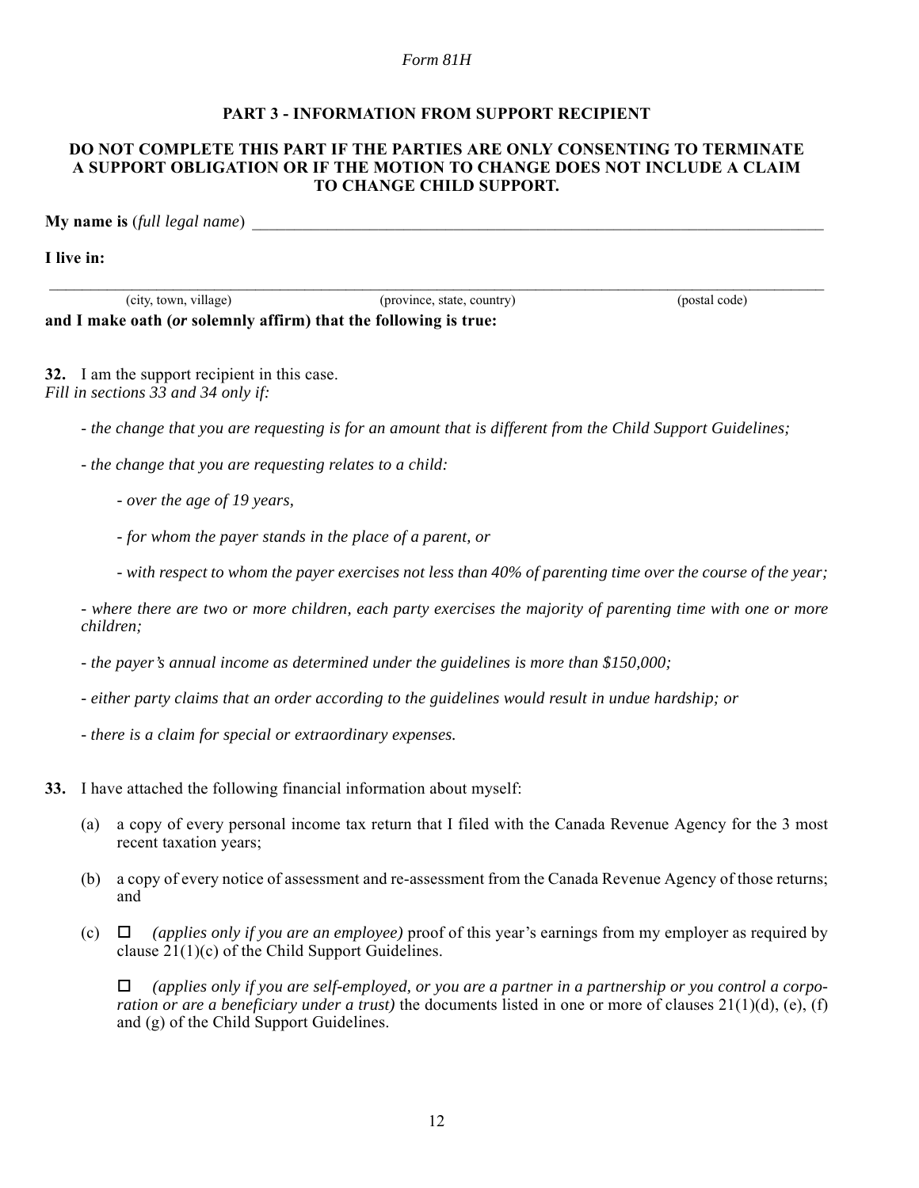*Form 81H*

## PART 3 - INFORMATION FROM SUPPORT RECIPIENT

**DO NOT COMPLETE THIS PART IF THE PARTIES ARE ONLY CONSENTING TO TERMINATE A SUPPORT OBLIGATION OR IF THE MOTION TO CHANGE DOES NOT INCLUDE A CLAIM TO CHANGE CHILD SUPPORT.**

**My name is** (*full legal name*) ________________________________________________

**I live in:**

______________________________________________________________________________
(city, town, village) (province, state, country) (postal code)

**and I make oath (*or* solemnly affirm) that the following is true:**

**32.** I am the support recipient in this case.
*Fill in sections 33 and 34 only if:*

- *the change that you are requesting is for an amount that is different from the Child Support Guidelines;*
- *the change that you are requesting relates to a child:*
  - *over the age of 19 years,*
  - *for whom the payer stands in the place of a parent, or*
  - *with respect to whom the payer exercises not less than 40% of parenting time over the course of the year;*
- *where there are two or more children, each party exercises the majority of parenting time with one or more children;*
- *the payer's annual income as determined under the guidelines is more than $150,000;*
- *either party claims that an order according to the guidelines would result in undue hardship; or*
- *there is a claim for special or extraordinary expenses.*

**33.** I have attached the following financial information about myself:

(a) a copy of every personal income tax return that I filed with the Canada Revenue Agency for the 3 most recent taxation years;

(b) a copy of every notice of assessment and re-assessment from the Canada Revenue Agency of those returns; and

(c) ☐ *(applies only if you are an employee)* proof of this year's earnings from my employer as required by clause 21(1)(c) of the Child Support Guidelines.

☐ *(applies only if you are self-employed, or you are a partner in a partnership or you control a corporation or are a beneficiary under a trust)* the documents listed in one or more of clauses 21(1)(d), (e), (f) and (g) of the Child Support Guidelines.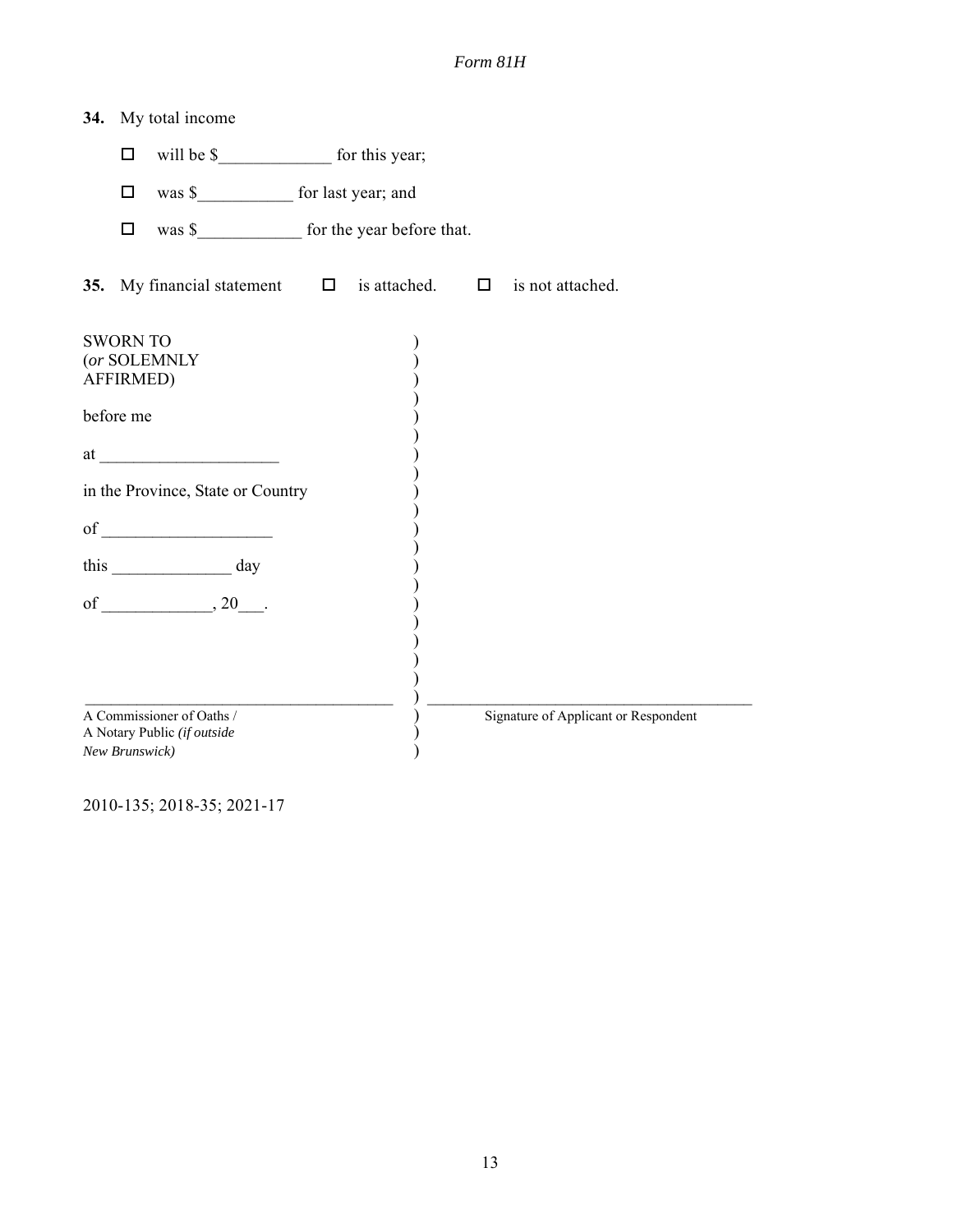**34.** My total income

- ☐ will be $_____________ for this year;
- ☐ was $___________ for last year; and
- ☐ was $____________ for the year before that.

**35.** My financial statement ☐ is attached. ☐ is not attached.

| | |
|---|---|
| SWORN TO (*or* SOLEMNLY AFFIRMED) | |
| before me | |
| at ____________________ | |
| in the Province, State or Country | |
| of ___________________ | |
| this ______________ day | |
| of _____________, 20___. | |
| ______________________________________ | ______________________________________ |
| A Commissioner of Oaths / A Notary Public *(if outside New Brunswick)* | Signature of Applicant or Respondent |

2010-135; 2018-35; 2021-17